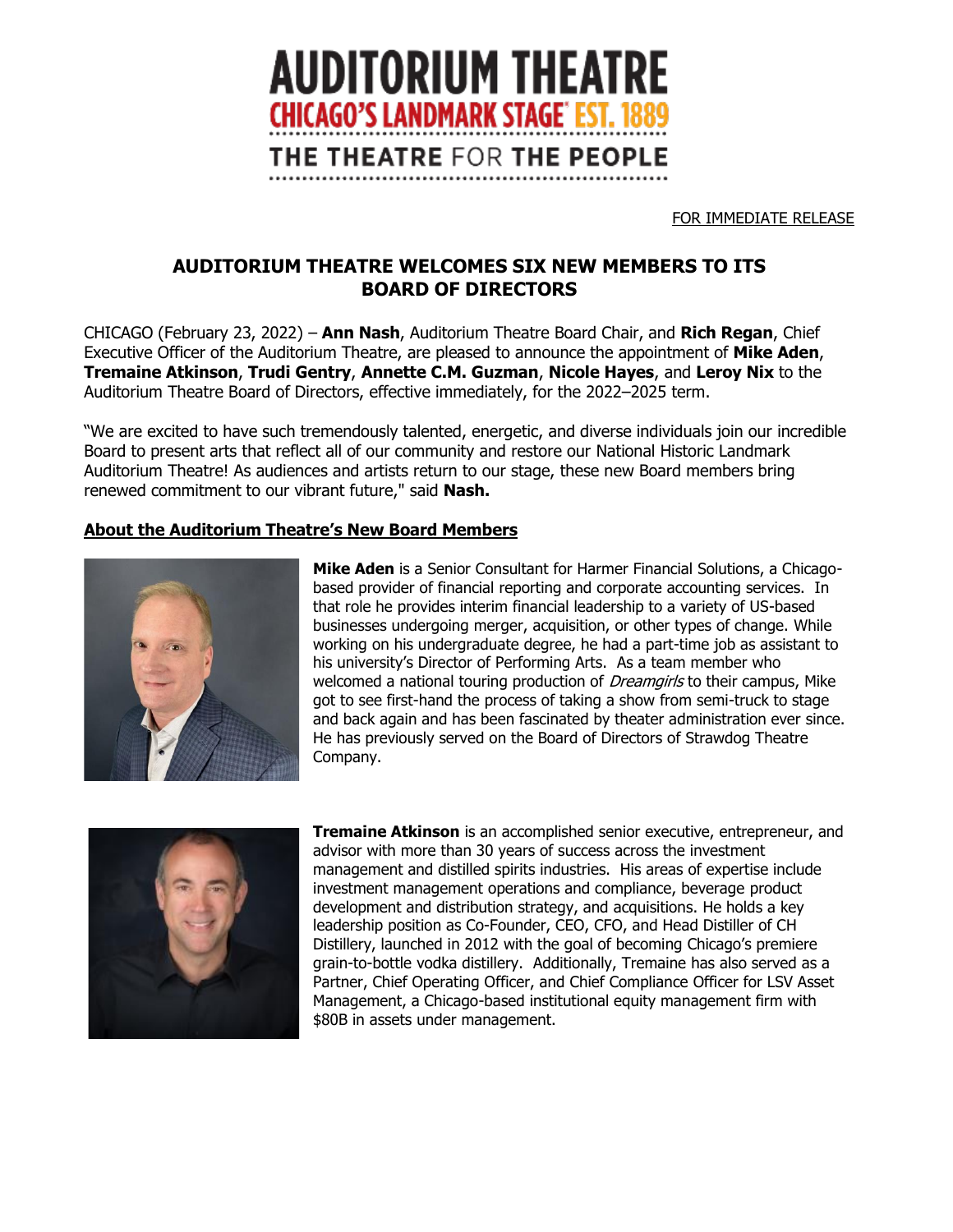# AUDITORIUM THEATRE

CHICAGO'S LANDMARK STAGE® EST. 1889

THE THEATRE FOR THE PEOPLE

FOR IMMEDIATE RELEASE

## AUDITORIUM THEATRE WELCOMES SIX NEW MEMBERS TO ITS BOARD OF DIRECTORS

CHICAGO (February 23, 2022) – **Ann Nash**, Auditorium Theatre Board Chair, and **Rich Regan**, Chief Executive Officer of the Auditorium Theatre, are pleased to announce the appointment of **Mike Aden**, **Tremaine Atkinson**, **Trudi Gentry**, **Annette C.M. Guzman**, **Nicole Hayes**, and **Leroy Nix** to the Auditorium Theatre Board of Directors, effective immediately, for the 2022–2025 term.

"We are excited to have such tremendously talented, energetic, and diverse individuals join our incredible Board to present arts that reflect all of our community and restore our National Historic Landmark Auditorium Theatre! As audiences and artists return to our stage, these new Board members bring renewed commitment to our vibrant future," said **Nash.**

### About the Auditorium Theatre's New Board Members

**Mike Aden** is a Senior Consultant for Harmer Financial Solutions, a Chicago-based provider of financial reporting and corporate accounting services. In that role he provides interim financial leadership to a variety of US-based businesses undergoing merger, acquisition, or other types of change. While working on his undergraduate degree, he had a part-time job as assistant to his university's Director of Performing Arts. As a team member who welcomed a national touring production of *Dreamgirls* to their campus, Mike got to see first-hand the process of taking a show from semi-truck to stage and back again and has been fascinated by theater administration ever since. He has previously served on the Board of Directors of Strawdog Theatre Company.

**Tremaine Atkinson** is an accomplished senior executive, entrepreneur, and advisor with more than 30 years of success across the investment management and distilled spirits industries. His areas of expertise include investment management operations and compliance, beverage product development and distribution strategy, and acquisitions. He holds a key leadership position as Co-Founder, CEO, CFO, and Head Distiller of CH Distillery, launched in 2012 with the goal of becoming Chicago's premiere grain-to-bottle vodka distillery. Additionally, Tremaine has also served as a Partner, Chief Operating Officer, and Chief Compliance Officer for LSV Asset Management, a Chicago-based institutional equity management firm with $80B in assets under management.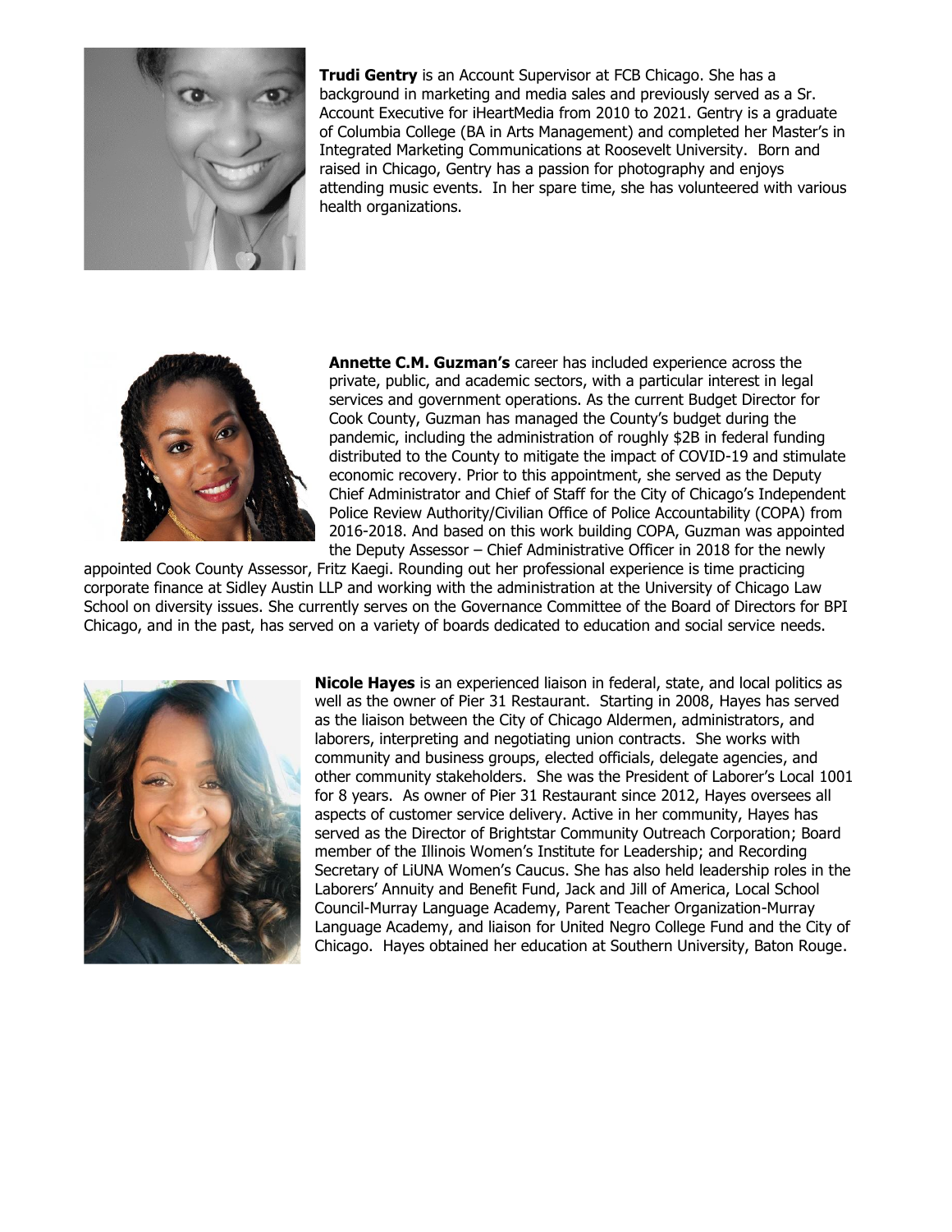**Trudi Gentry** is an Account Supervisor at FCB Chicago. She has a background in marketing and media sales and previously served as a Sr. Account Executive for iHeartMedia from 2010 to 2021. Gentry is a graduate of Columbia College (BA in Arts Management) and completed her Master's in Integrated Marketing Communications at Roosevelt University. Born and raised in Chicago, Gentry has a passion for photography and enjoys attending music events. In her spare time, she has volunteered with various health organizations.

**Annette C.M. Guzman's** career has included experience across the private, public, and academic sectors, with a particular interest in legal services and government operations. As the current Budget Director for Cook County, Guzman has managed the County's budget during the pandemic, including the administration of roughly $2B in federal funding distributed to the County to mitigate the impact of COVID-19 and stimulate economic recovery. Prior to this appointment, she served as the Deputy Chief Administrator and Chief of Staff for the City of Chicago's Independent Police Review Authority/Civilian Office of Police Accountability (COPA) from 2016-2018. And based on this work building COPA, Guzman was appointed the Deputy Assessor – Chief Administrative Officer in 2018 for the newly appointed Cook County Assessor, Fritz Kaegi. Rounding out her professional experience is time practicing corporate finance at Sidley Austin LLP and working with the administration at the University of Chicago Law School on diversity issues. She currently serves on the Governance Committee of the Board of Directors for BPI Chicago, and in the past, has served on a variety of boards dedicated to education and social service needs.

**Nicole Hayes** is an experienced liaison in federal, state, and local politics as well as the owner of Pier 31 Restaurant. Starting in 2008, Hayes has served as the liaison between the City of Chicago Aldermen, administrators, and laborers, interpreting and negotiating union contracts. She works with community and business groups, elected officials, delegate agencies, and other community stakeholders. She was the President of Laborer's Local 1001 for 8 years. As owner of Pier 31 Restaurant since 2012, Hayes oversees all aspects of customer service delivery. Active in her community, Hayes has served as the Director of Brightstar Community Outreach Corporation; Board member of the Illinois Women's Institute for Leadership; and Recording Secretary of LiUNA Women's Caucus. She has also held leadership roles in the Laborers' Annuity and Benefit Fund, Jack and Jill of America, Local School Council-Murray Language Academy, Parent Teacher Organization-Murray Language Academy, and liaison for United Negro College Fund and the City of Chicago. Hayes obtained her education at Southern University, Baton Rouge.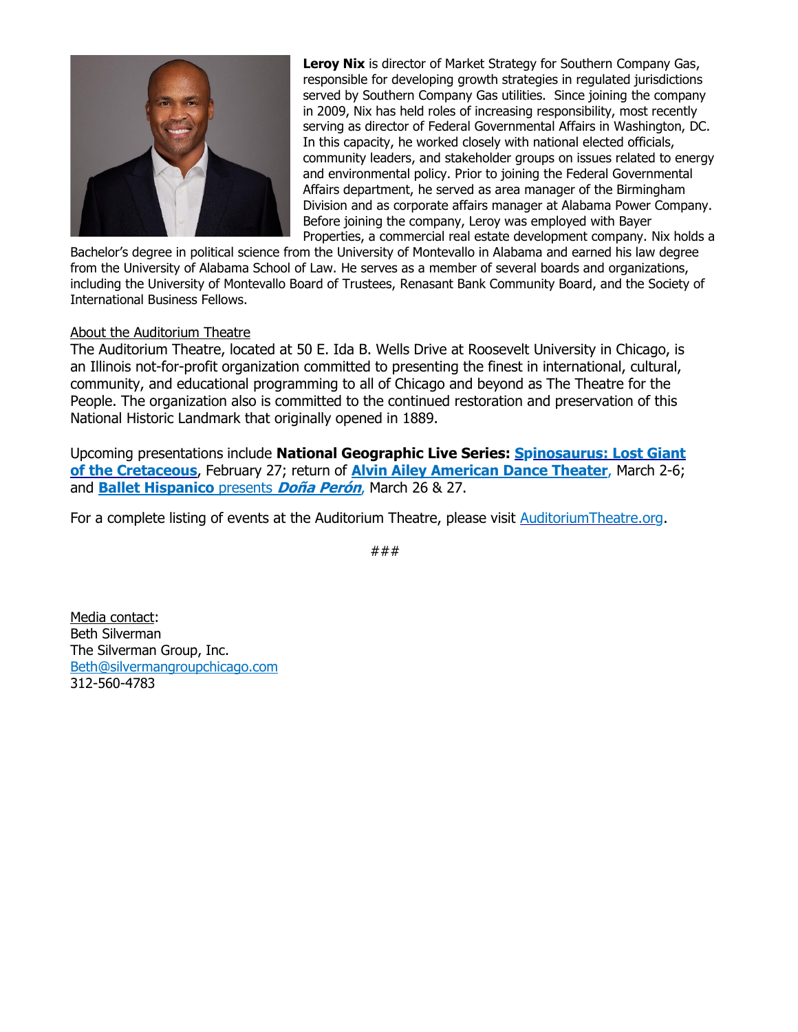**Leroy Nix** is director of Market Strategy for Southern Company Gas, responsible for developing growth strategies in regulated jurisdictions served by Southern Company Gas utilities. Since joining the company in 2009, Nix has held roles of increasing responsibility, most recently serving as director of Federal Governmental Affairs in Washington, DC. In this capacity, he worked closely with national elected officials, community leaders, and stakeholder groups on issues related to energy and environmental policy. Prior to joining the Federal Governmental Affairs department, he served as area manager of the Birmingham Division and as corporate affairs manager at Alabama Power Company. Before joining the company, Leroy was employed with Bayer Properties, a commercial real estate development company. Nix holds a Bachelor's degree in political science from the University of Montevallo in Alabama and earned his law degree from the University of Alabama School of Law. He serves as a member of several boards and organizations, including the University of Montevallo Board of Trustees, Renasant Bank Community Board, and the Society of International Business Fellows.

About the Auditorium Theatre

The Auditorium Theatre, located at 50 E. Ida B. Wells Drive at Roosevelt University in Chicago, is an Illinois not-for-profit organization committed to presenting the finest in international, cultural, community, and educational programming to all of Chicago and beyond as The Theatre for the People. The organization also is committed to the continued restoration and preservation of this National Historic Landmark that originally opened in 1889.

Upcoming presentations include **National Geographic Live Series: Spinosaurus: Lost Giant of the Cretaceous**, February 27; return of **Alvin Ailey American Dance Theater**, March 2-6; and **Ballet Hispanico** presents ***Doña Perón***, March 26 & 27.

For a complete listing of events at the Auditorium Theatre, please visit AuditoriumTheatre.org.

###

Media contact:
Beth Silverman
The Silverman Group, Inc.
Beth@silvermangroupchicago.com
312-560-4783